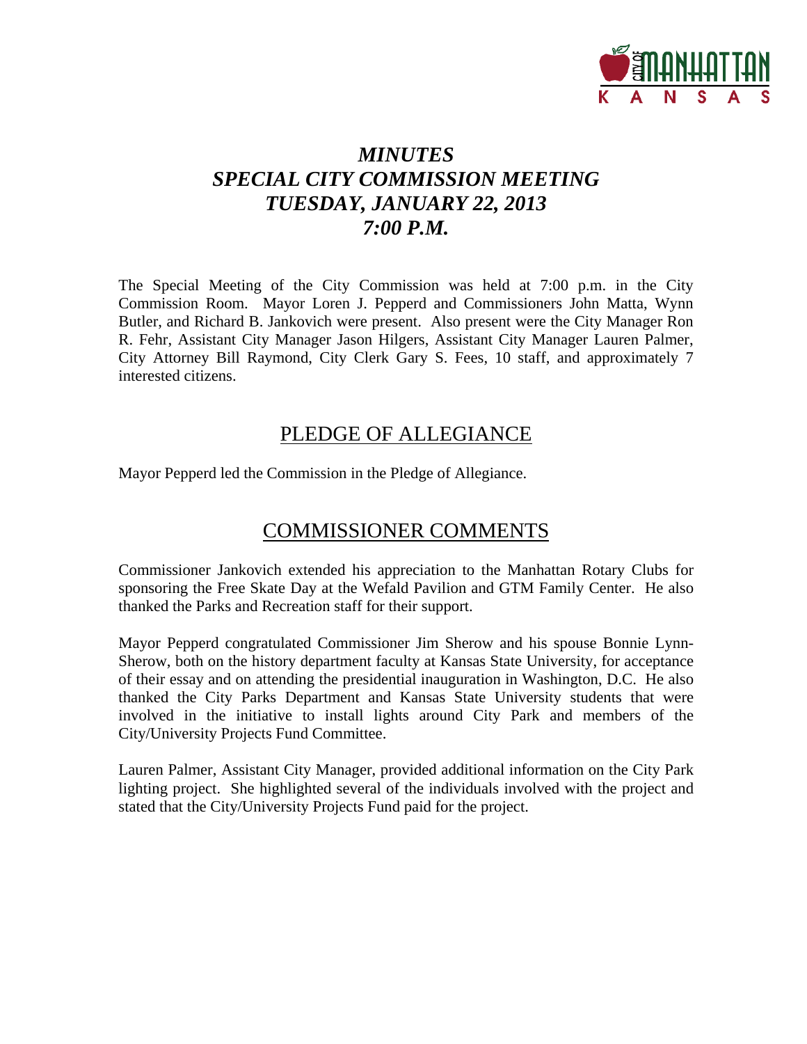# *MINUTES*
# *SPECIAL CITY COMMISSION MEETING*
# *TUESDAY, JANUARY 22, 2013*
# *7:00 P.M.*

The Special Meeting of the City Commission was held at 7:00 p.m. in the City Commission Room. Mayor Loren J. Pepperd and Commissioners John Matta, Wynn Butler, and Richard B. Jankovich were present. Also present were the City Manager Ron R. Fehr, Assistant City Manager Jason Hilgers, Assistant City Manager Lauren Palmer, City Attorney Bill Raymond, City Clerk Gary S. Fees, 10 staff, and approximately 7 interested citizens.

## PLEDGE OF ALLEGIANCE

Mayor Pepperd led the Commission in the Pledge of Allegiance.

## COMMISSIONER COMMENTS

Commissioner Jankovich extended his appreciation to the Manhattan Rotary Clubs for sponsoring the Free Skate Day at the Wefald Pavilion and GTM Family Center. He also thanked the Parks and Recreation staff for their support.

Mayor Pepperd congratulated Commissioner Jim Sherow and his spouse Bonnie Lynn-Sherow, both on the history department faculty at Kansas State University, for acceptance of their essay and on attending the presidential inauguration in Washington, D.C. He also thanked the City Parks Department and Kansas State University students that were involved in the initiative to install lights around City Park and members of the City/University Projects Fund Committee.

Lauren Palmer, Assistant City Manager, provided additional information on the City Park lighting project. She highlighted several of the individuals involved with the project and stated that the City/University Projects Fund paid for the project.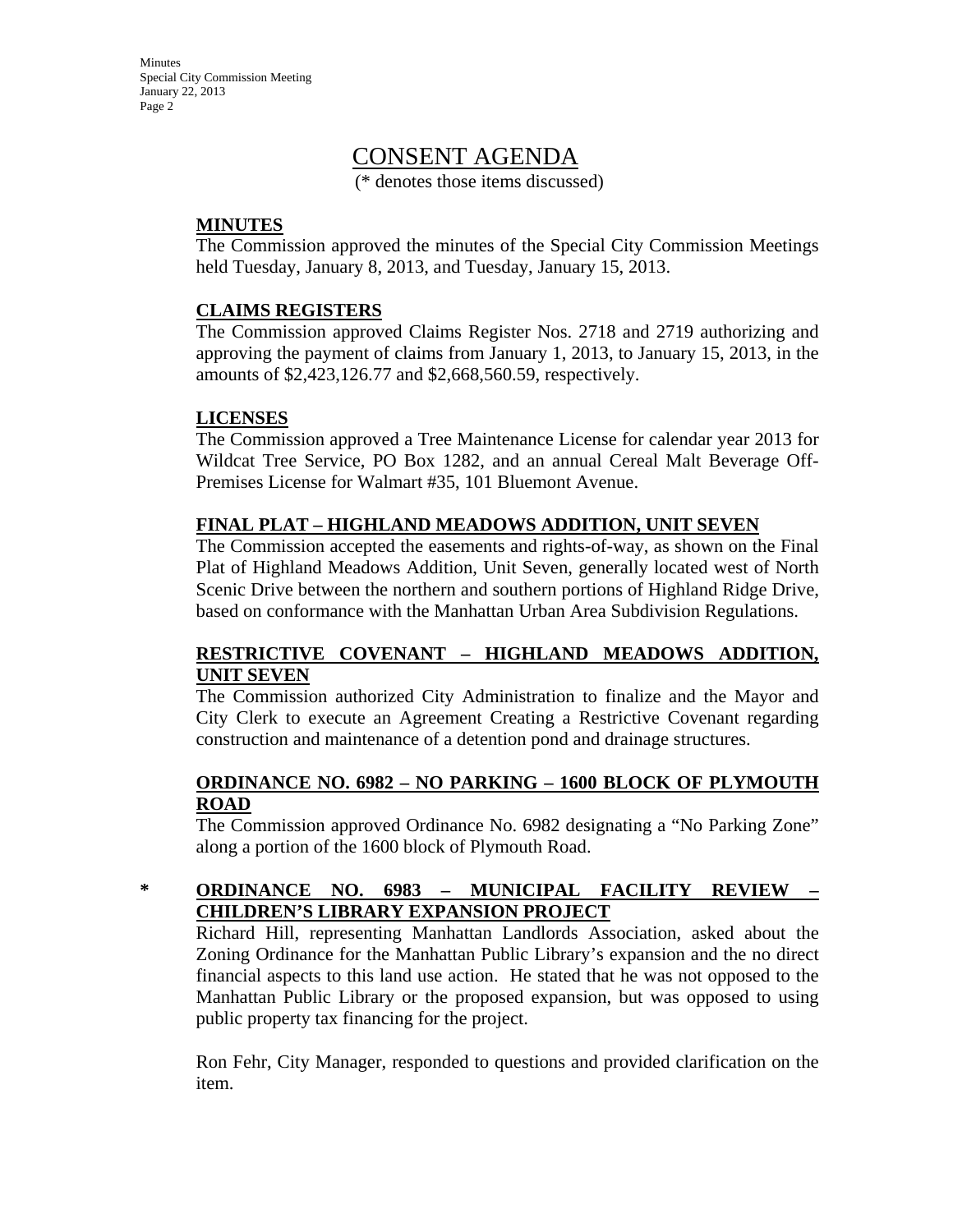# CONSENT AGENDA

(* denotes those items discussed)

**MINUTES**

The Commission approved the minutes of the Special City Commission Meetings held Tuesday, January 8, 2013, and Tuesday, January 15, 2013.

**CLAIMS REGISTERS**

The Commission approved Claims Register Nos. 2718 and 2719 authorizing and approving the payment of claims from January 1, 2013, to January 15, 2013, in the amounts of $2,423,126.77 and $2,668,560.59, respectively.

**LICENSES**

The Commission approved a Tree Maintenance License for calendar year 2013 for Wildcat Tree Service, PO Box 1282, and an annual Cereal Malt Beverage Off-Premises License for Walmart #35, 101 Bluemont Avenue.

**FINAL PLAT – HIGHLAND MEADOWS ADDITION, UNIT SEVEN**

The Commission accepted the easements and rights-of-way, as shown on the Final Plat of Highland Meadows Addition, Unit Seven, generally located west of North Scenic Drive between the northern and southern portions of Highland Ridge Drive, based on conformance with the Manhattan Urban Area Subdivision Regulations.

**RESTRICTIVE COVENANT – HIGHLAND MEADOWS ADDITION, UNIT SEVEN**

The Commission authorized City Administration to finalize and the Mayor and City Clerk to execute an Agreement Creating a Restrictive Covenant regarding construction and maintenance of a detention pond and drainage structures.

**ORDINANCE NO. 6982 – NO PARKING – 1600 BLOCK OF PLYMOUTH ROAD**

The Commission approved Ordinance No. 6982 designating a "No Parking Zone" along a portion of the 1600 block of Plymouth Road.

**\* ORDINANCE NO. 6983 – MUNICIPAL FACILITY REVIEW – CHILDREN'S LIBRARY EXPANSION PROJECT**

Richard Hill, representing Manhattan Landlords Association, asked about the Zoning Ordinance for the Manhattan Public Library's expansion and the no direct financial aspects to this land use action. He stated that he was not opposed to the Manhattan Public Library or the proposed expansion, but was opposed to using public property tax financing for the project.

Ron Fehr, City Manager, responded to questions and provided clarification on the item.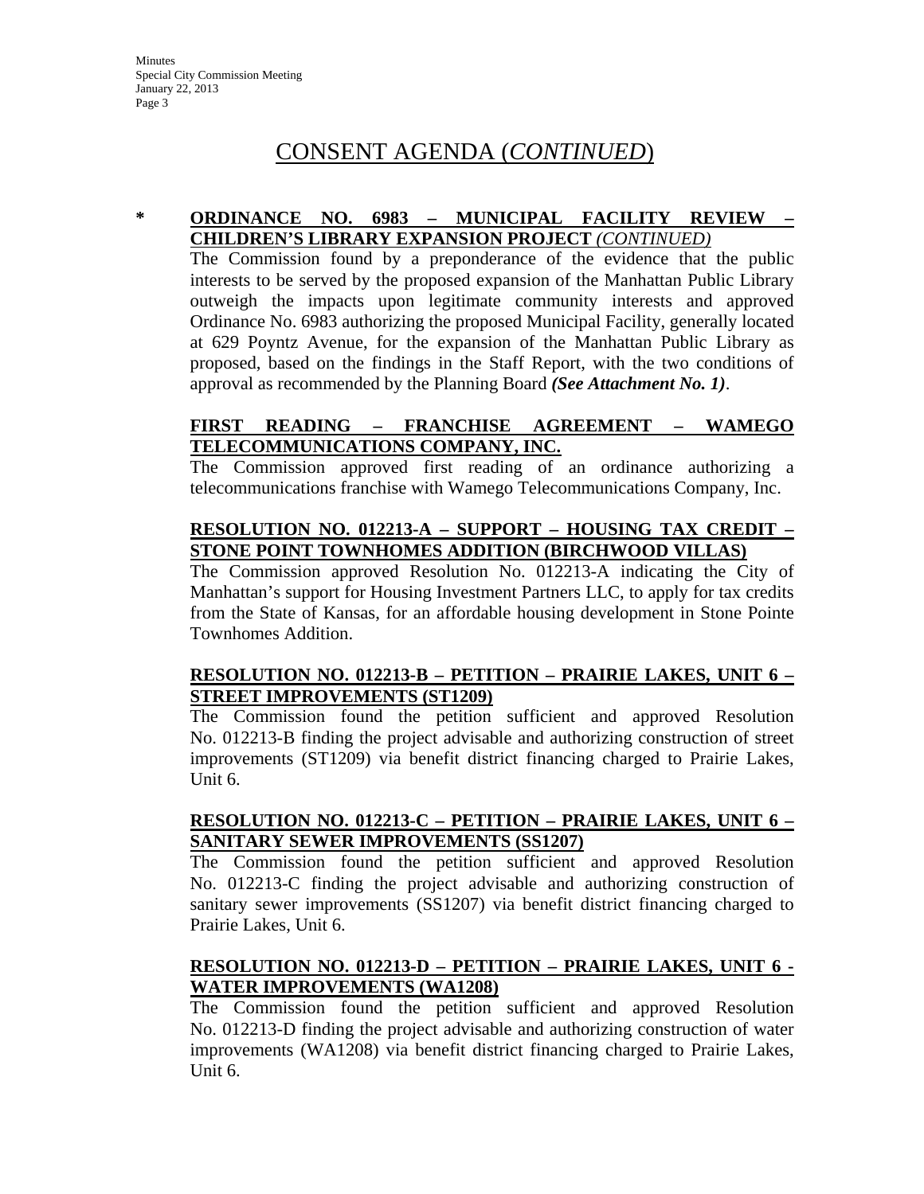## CONSENT AGENDA (*CONTINUED*)

\* **ORDINANCE NO. 6983 – MUNICIPAL FACILITY REVIEW – CHILDREN'S LIBRARY EXPANSION PROJECT** *(CONTINUED)*

The Commission found by a preponderance of the evidence that the public interests to be served by the proposed expansion of the Manhattan Public Library outweigh the impacts upon legitimate community interests and approved Ordinance No. 6983 authorizing the proposed Municipal Facility, generally located at 629 Poyntz Avenue, for the expansion of the Manhattan Public Library as proposed, based on the findings in the Staff Report, with the two conditions of approval as recommended by the Planning Board ***(See Attachment No. 1)***.

**FIRST READING – FRANCHISE AGREEMENT – WAMEGO TELECOMMUNICATIONS COMPANY, INC.**

The Commission approved first reading of an ordinance authorizing a telecommunications franchise with Wamego Telecommunications Company, Inc.

**RESOLUTION NO. 012213-A – SUPPORT – HOUSING TAX CREDIT – STONE POINT TOWNHOMES ADDITION (BIRCHWOOD VILLAS)**

The Commission approved Resolution No. 012213-A indicating the City of Manhattan's support for Housing Investment Partners LLC, to apply for tax credits from the State of Kansas, for an affordable housing development in Stone Pointe Townhomes Addition.

**RESOLUTION NO. 012213-B – PETITION – PRAIRIE LAKES, UNIT 6 – STREET IMPROVEMENTS (ST1209)**

The Commission found the petition sufficient and approved Resolution No. 012213-B finding the project advisable and authorizing construction of street improvements (ST1209) via benefit district financing charged to Prairie Lakes, Unit 6.

**RESOLUTION NO. 012213-C – PETITION – PRAIRIE LAKES, UNIT 6 – SANITARY SEWER IMPROVEMENTS (SS1207)**

The Commission found the petition sufficient and approved Resolution No. 012213-C finding the project advisable and authorizing construction of sanitary sewer improvements (SS1207) via benefit district financing charged to Prairie Lakes, Unit 6.

**RESOLUTION NO. 012213-D – PETITION – PRAIRIE LAKES, UNIT 6 - WATER IMPROVEMENTS (WA1208)**

The Commission found the petition sufficient and approved Resolution No. 012213-D finding the project advisable and authorizing construction of water improvements (WA1208) via benefit district financing charged to Prairie Lakes, Unit 6.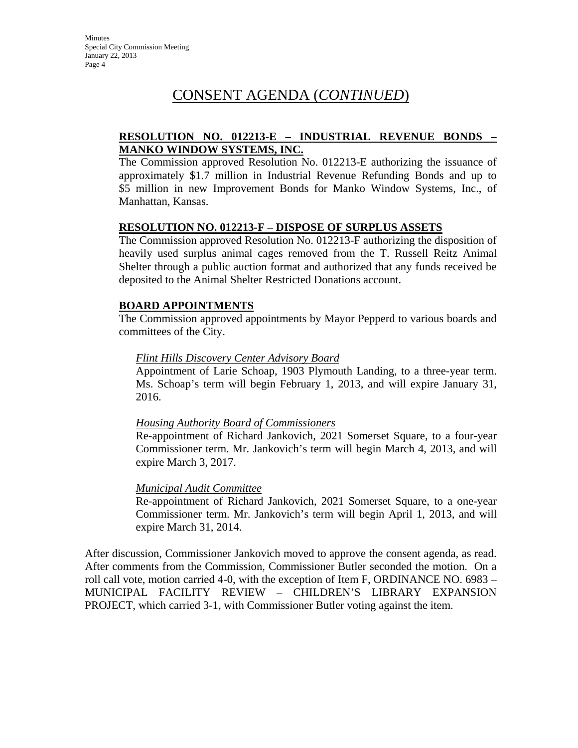# CONSENT AGENDA (*CONTINUED*)

**RESOLUTION NO. 012213-E – INDUSTRIAL REVENUE BONDS – MANKO WINDOW SYSTEMS, INC.**

The Commission approved Resolution No. 012213-E authorizing the issuance of approximately $1.7 million in Industrial Revenue Refunding Bonds and up to $5 million in new Improvement Bonds for Manko Window Systems, Inc., of Manhattan, Kansas.

**RESOLUTION NO. 012213-F – DISPOSE OF SURPLUS ASSETS**

The Commission approved Resolution No. 012213-F authorizing the disposition of heavily used surplus animal cages removed from the T. Russell Reitz Animal Shelter through a public auction format and authorized that any funds received be deposited to the Animal Shelter Restricted Donations account.

**BOARD APPOINTMENTS**

The Commission approved appointments by Mayor Pepperd to various boards and committees of the City.

*Flint Hills Discovery Center Advisory Board*

Appointment of Larie Schoap, 1903 Plymouth Landing, to a three-year term. Ms. Schoap's term will begin February 1, 2013, and will expire January 31, 2016.

*Housing Authority Board of Commissioners*

Re-appointment of Richard Jankovich, 2021 Somerset Square, to a four-year Commissioner term. Mr. Jankovich's term will begin March 4, 2013, and will expire March 3, 2017.

*Municipal Audit Committee*

Re-appointment of Richard Jankovich, 2021 Somerset Square, to a one-year Commissioner term. Mr. Jankovich's term will begin April 1, 2013, and will expire March 31, 2014.

After discussion, Commissioner Jankovich moved to approve the consent agenda, as read. After comments from the Commission, Commissioner Butler seconded the motion. On a roll call vote, motion carried 4-0, with the exception of Item F, ORDINANCE NO. 6983 – MUNICIPAL FACILITY REVIEW – CHILDREN'S LIBRARY EXPANSION PROJECT, which carried 3-1, with Commissioner Butler voting against the item.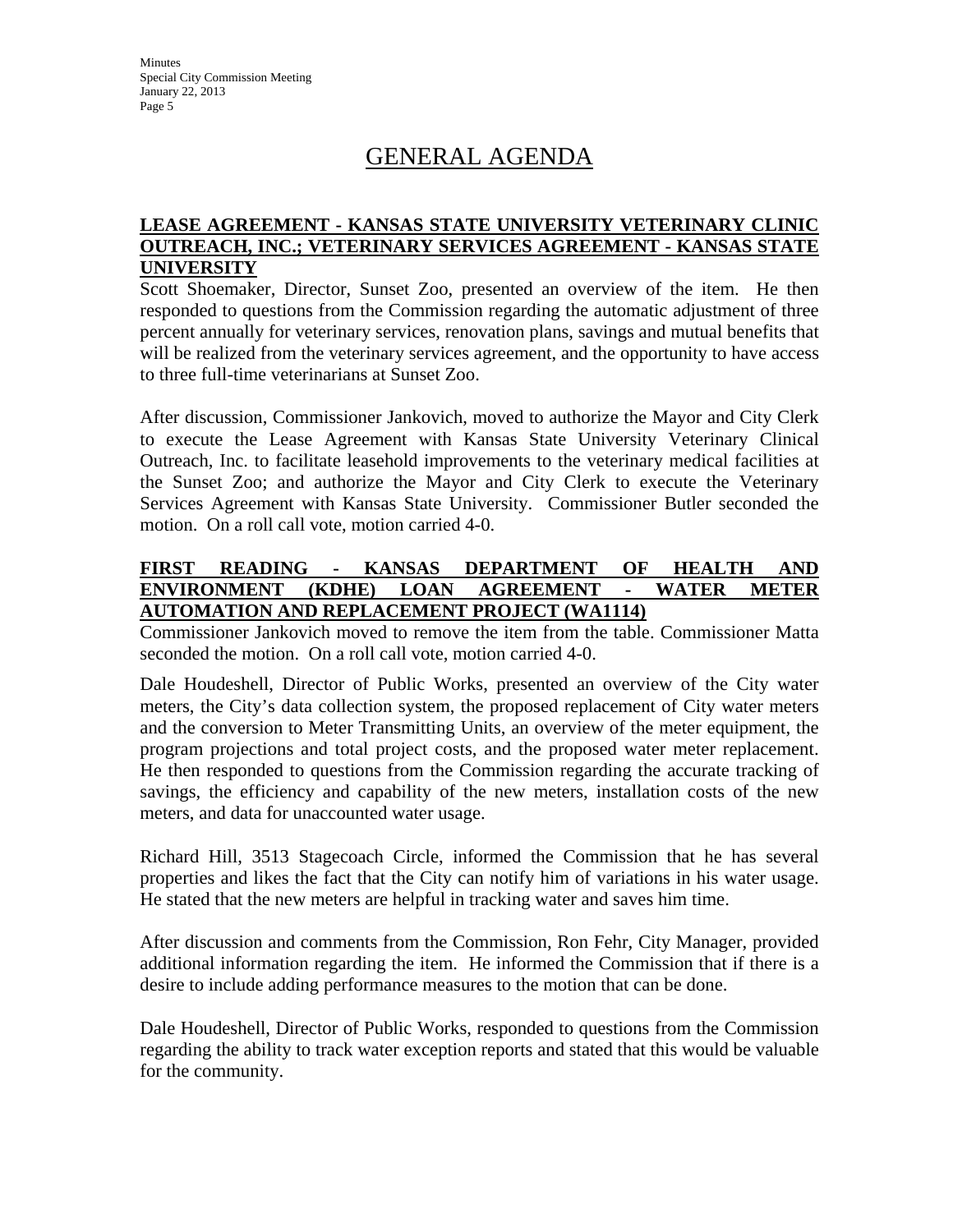# GENERAL AGENDA

**LEASE AGREEMENT - KANSAS STATE UNIVERSITY VETERINARY CLINIC OUTREACH, INC.; VETERINARY SERVICES AGREEMENT - KANSAS STATE UNIVERSITY**

Scott Shoemaker, Director, Sunset Zoo, presented an overview of the item. He then responded to questions from the Commission regarding the automatic adjustment of three percent annually for veterinary services, renovation plans, savings and mutual benefits that will be realized from the veterinary services agreement, and the opportunity to have access to three full-time veterinarians at Sunset Zoo.

After discussion, Commissioner Jankovich, moved to authorize the Mayor and City Clerk to execute the Lease Agreement with Kansas State University Veterinary Clinical Outreach, Inc. to facilitate leasehold improvements to the veterinary medical facilities at the Sunset Zoo; and authorize the Mayor and City Clerk to execute the Veterinary Services Agreement with Kansas State University. Commissioner Butler seconded the motion. On a roll call vote, motion carried 4-0.

**FIRST READING - KANSAS DEPARTMENT OF HEALTH AND ENVIRONMENT (KDHE) LOAN AGREEMENT - WATER METER AUTOMATION AND REPLACEMENT PROJECT (WA1114)**

Commissioner Jankovich moved to remove the item from the table. Commissioner Matta seconded the motion. On a roll call vote, motion carried 4-0.

Dale Houdeshell, Director of Public Works, presented an overview of the City water meters, the City's data collection system, the proposed replacement of City water meters and the conversion to Meter Transmitting Units, an overview of the meter equipment, the program projections and total project costs, and the proposed water meter replacement. He then responded to questions from the Commission regarding the accurate tracking of savings, the efficiency and capability of the new meters, installation costs of the new meters, and data for unaccounted water usage.

Richard Hill, 3513 Stagecoach Circle, informed the Commission that he has several properties and likes the fact that the City can notify him of variations in his water usage. He stated that the new meters are helpful in tracking water and saves him time.

After discussion and comments from the Commission, Ron Fehr, City Manager, provided additional information regarding the item. He informed the Commission that if there is a desire to include adding performance measures to the motion that can be done.

Dale Houdeshell, Director of Public Works, responded to questions from the Commission regarding the ability to track water exception reports and stated that this would be valuable for the community.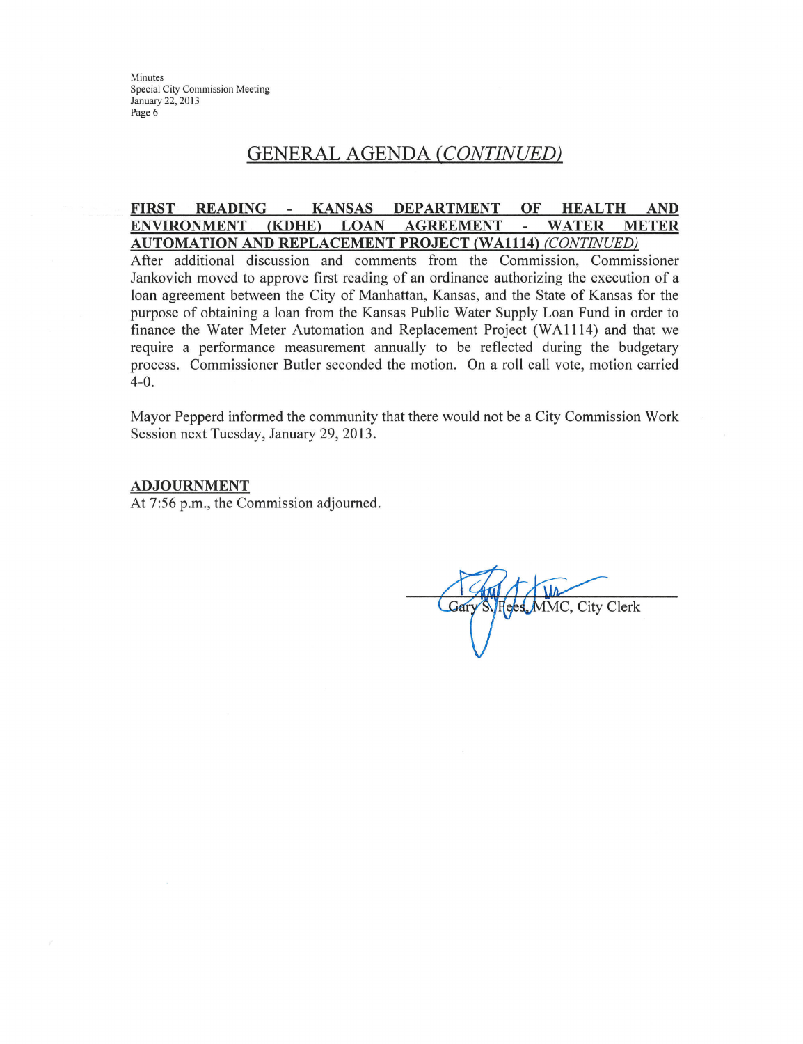## GENERAL AGENDA *(CONTINUED)*

**FIRST READING - KANSAS DEPARTMENT OF HEALTH AND ENVIRONMENT (KDHE) LOAN AGREEMENT - WATER METER AUTOMATION AND REPLACEMENT PROJECT (WA1114)** *(CONTINUED)*

After additional discussion and comments from the Commission, Commissioner Jankovich moved to approve first reading of an ordinance authorizing the execution of a loan agreement between the City of Manhattan, Kansas, and the State of Kansas for the purpose of obtaining a loan from the Kansas Public Water Supply Loan Fund in order to finance the Water Meter Automation and Replacement Project (WA1114) and that we require a performance measurement annually to be reflected during the budgetary process. Commissioner Butler seconded the motion. On a roll call vote, motion carried 4-0.

Mayor Pepperd informed the community that there would not be a City Commission Work Session next Tuesday, January 29, 2013.

**ADJOURNMENT**

At 7:56 p.m., the Commission adjourned.

Gary S. Fees, MMC, City Clerk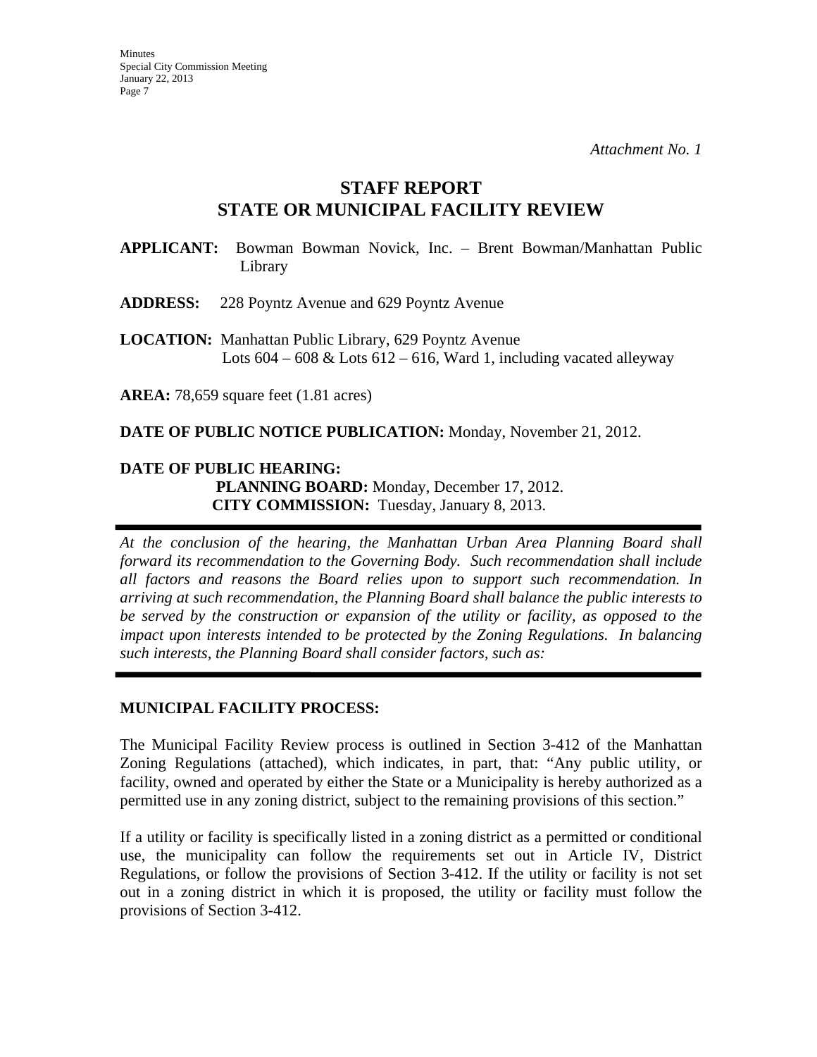*Attachment No. 1*

# STAFF REPORT
# STATE OR MUNICIPAL FACILITY REVIEW

**APPLICANT:** Bowman Bowman Novick, Inc. – Brent Bowman/Manhattan Public Library

**ADDRESS:** 228 Poyntz Avenue and 629 Poyntz Avenue

**LOCATION:** Manhattan Public Library, 629 Poyntz Avenue
Lots 604 – 608 & Lots 612 – 616, Ward 1, including vacated alleyway

**AREA:** 78,659 square feet (1.81 acres)

**DATE OF PUBLIC NOTICE PUBLICATION:** Monday, November 21, 2012.

**DATE OF PUBLIC HEARING:**
**PLANNING BOARD:** Monday, December 17, 2012.
**CITY COMMISSION:** Tuesday, January 8, 2013.

---

*At the conclusion of the hearing, the Manhattan Urban Area Planning Board shall forward its recommendation to the Governing Body. Such recommendation shall include all factors and reasons the Board relies upon to support such recommendation. In arriving at such recommendation, the Planning Board shall balance the public interests to be served by the construction or expansion of the utility or facility, as opposed to the impact upon interests intended to be protected by the Zoning Regulations. In balancing such interests, the Planning Board shall consider factors, such as:*

---

**MUNICIPAL FACILITY PROCESS:**

The Municipal Facility Review process is outlined in Section 3-412 of the Manhattan Zoning Regulations (attached), which indicates, in part, that: "Any public utility, or facility, owned and operated by either the State or a Municipality is hereby authorized as a permitted use in any zoning district, subject to the remaining provisions of this section."

If a utility or facility is specifically listed in a zoning district as a permitted or conditional use, the municipality can follow the requirements set out in Article IV, District Regulations, or follow the provisions of Section 3-412. If the utility or facility is not set out in a zoning district in which it is proposed, the utility or facility must follow the provisions of Section 3-412.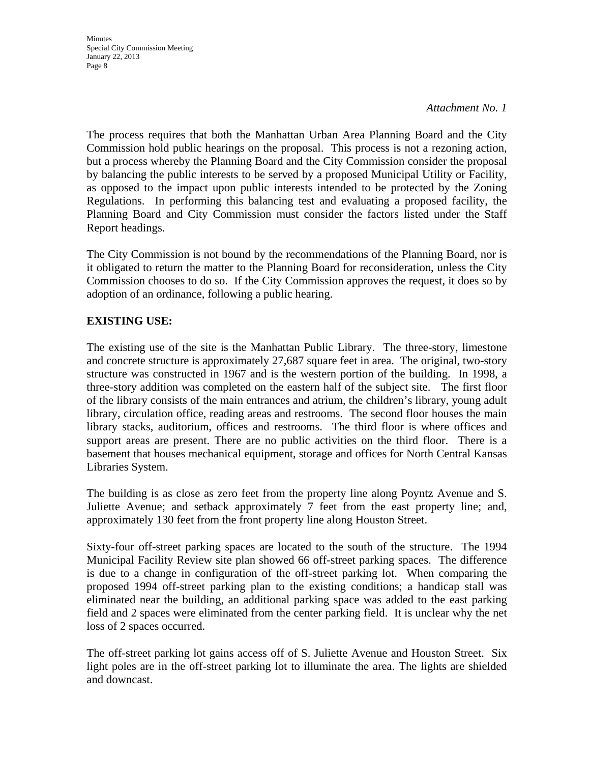*Attachment No. 1*

The process requires that both the Manhattan Urban Area Planning Board and the City Commission hold public hearings on the proposal. This process is not a rezoning action, but a process whereby the Planning Board and the City Commission consider the proposal by balancing the public interests to be served by a proposed Municipal Utility or Facility, as opposed to the impact upon public interests intended to be protected by the Zoning Regulations. In performing this balancing test and evaluating a proposed facility, the Planning Board and City Commission must consider the factors listed under the Staff Report headings.

The City Commission is not bound by the recommendations of the Planning Board, nor is it obligated to return the matter to the Planning Board for reconsideration, unless the City Commission chooses to do so. If the City Commission approves the request, it does so by adoption of an ordinance, following a public hearing.

**EXISTING USE:**

The existing use of the site is the Manhattan Public Library. The three-story, limestone and concrete structure is approximately 27,687 square feet in area. The original, two-story structure was constructed in 1967 and is the western portion of the building. In 1998, a three-story addition was completed on the eastern half of the subject site. The first floor of the library consists of the main entrances and atrium, the children's library, young adult library, circulation office, reading areas and restrooms. The second floor houses the main library stacks, auditorium, offices and restrooms. The third floor is where offices and support areas are present. There are no public activities on the third floor. There is a basement that houses mechanical equipment, storage and offices for North Central Kansas Libraries System.

The building is as close as zero feet from the property line along Poyntz Avenue and S. Juliette Avenue; and setback approximately 7 feet from the east property line; and, approximately 130 feet from the front property line along Houston Street.

Sixty-four off-street parking spaces are located to the south of the structure. The 1994 Municipal Facility Review site plan showed 66 off-street parking spaces. The difference is due to a change in configuration of the off-street parking lot. When comparing the proposed 1994 off-street parking plan to the existing conditions; a handicap stall was eliminated near the building, an additional parking space was added to the east parking field and 2 spaces were eliminated from the center parking field. It is unclear why the net loss of 2 spaces occurred.

The off-street parking lot gains access off of S. Juliette Avenue and Houston Street. Six light poles are in the off-street parking lot to illuminate the area. The lights are shielded and downcast.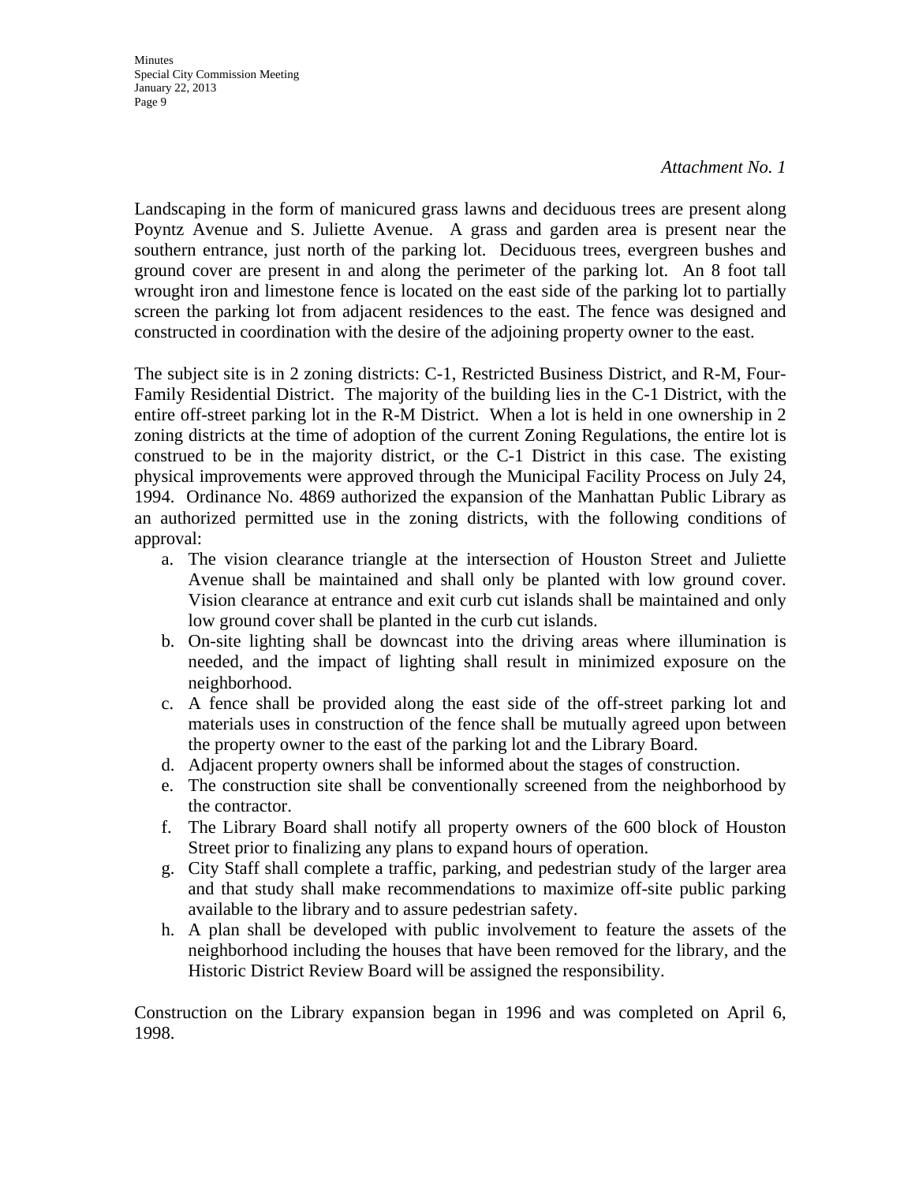*Attachment No. 1*

Landscaping in the form of manicured grass lawns and deciduous trees are present along Poyntz Avenue and S. Juliette Avenue. A grass and garden area is present near the southern entrance, just north of the parking lot. Deciduous trees, evergreen bushes and ground cover are present in and along the perimeter of the parking lot. An 8 foot tall wrought iron and limestone fence is located on the east side of the parking lot to partially screen the parking lot from adjacent residences to the east. The fence was designed and constructed in coordination with the desire of the adjoining property owner to the east.

The subject site is in 2 zoning districts: C-1, Restricted Business District, and R-M, Four-Family Residential District. The majority of the building lies in the C-1 District, with the entire off-street parking lot in the R-M District. When a lot is held in one ownership in 2 zoning districts at the time of adoption of the current Zoning Regulations, the entire lot is construed to be in the majority district, or the C-1 District in this case. The existing physical improvements were approved through the Municipal Facility Process on July 24, 1994. Ordinance No. 4869 authorized the expansion of the Manhattan Public Library as an authorized permitted use in the zoning districts, with the following conditions of approval:

a. The vision clearance triangle at the intersection of Houston Street and Juliette Avenue shall be maintained and shall only be planted with low ground cover. Vision clearance at entrance and exit curb cut islands shall be maintained and only low ground cover shall be planted in the curb cut islands.
b. On-site lighting shall be downcast into the driving areas where illumination is needed, and the impact of lighting shall result in minimized exposure on the neighborhood.
c. A fence shall be provided along the east side of the off-street parking lot and materials uses in construction of the fence shall be mutually agreed upon between the property owner to the east of the parking lot and the Library Board.
d. Adjacent property owners shall be informed about the stages of construction.
e. The construction site shall be conventionally screened from the neighborhood by the contractor.
f. The Library Board shall notify all property owners of the 600 block of Houston Street prior to finalizing any plans to expand hours of operation.
g. City Staff shall complete a traffic, parking, and pedestrian study of the larger area and that study shall make recommendations to maximize off-site public parking available to the library and to assure pedestrian safety.
h. A plan shall be developed with public involvement to feature the assets of the neighborhood including the houses that have been removed for the library, and the Historic District Review Board will be assigned the responsibility.

Construction on the Library expansion began in 1996 and was completed on April 6, 1998.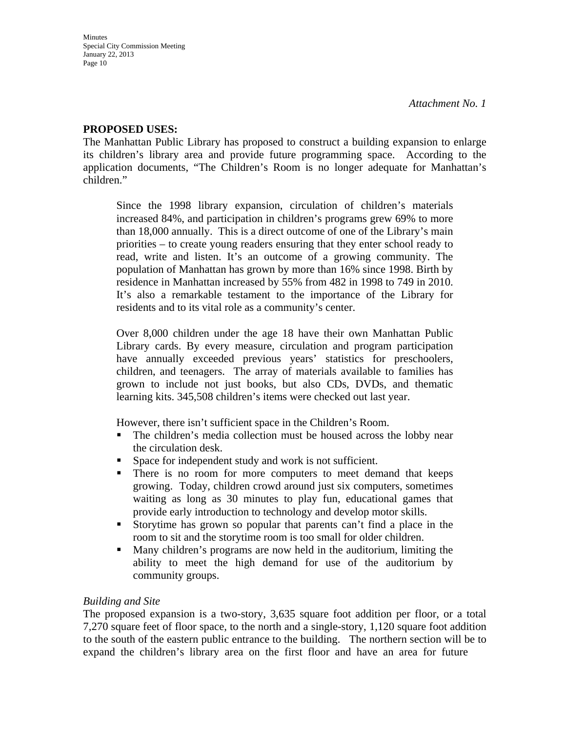*Attachment No. 1*

**PROPOSED USES:**

The Manhattan Public Library has proposed to construct a building expansion to enlarge its children's library area and provide future programming space. According to the application documents, "The Children's Room is no longer adequate for Manhattan's children."

> Since the 1998 library expansion, circulation of children's materials increased 84%, and participation in children's programs grew 69% to more than 18,000 annually. This is a direct outcome of one of the Library's main priorities – to create young readers ensuring that they enter school ready to read, write and listen. It's an outcome of a growing community. The population of Manhattan has grown by more than 16% since 1998. Birth by residence in Manhattan increased by 55% from 482 in 1998 to 749 in 2010. It's also a remarkable testament to the importance of the Library for residents and to its vital role as a community's center.
>
> Over 8,000 children under the age 18 have their own Manhattan Public Library cards. By every measure, circulation and program participation have annually exceeded previous years' statistics for preschoolers, children, and teenagers. The array of materials available to families has grown to include not just books, but also CDs, DVDs, and thematic learning kits. 345,508 children's items were checked out last year.
>
> However, there isn't sufficient space in the Children's Room.
>
> - The children's media collection must be housed across the lobby near the circulation desk.
> - Space for independent study and work is not sufficient.
> - There is no room for more computers to meet demand that keeps growing. Today, children crowd around just six computers, sometimes waiting as long as 30 minutes to play fun, educational games that provide early introduction to technology and develop motor skills.
> - Storytime has grown so popular that parents can't find a place in the room to sit and the storytime room is too small for older children.
> - Many children's programs are now held in the auditorium, limiting the ability to meet the high demand for use of the auditorium by community groups.

*Building and Site*

The proposed expansion is a two-story, 3,635 square foot addition per floor, or a total 7,270 square feet of floor space, to the north and a single-story, 1,120 square foot addition to the south of the eastern public entrance to the building. The northern section will be to expand the children's library area on the first floor and have an area for future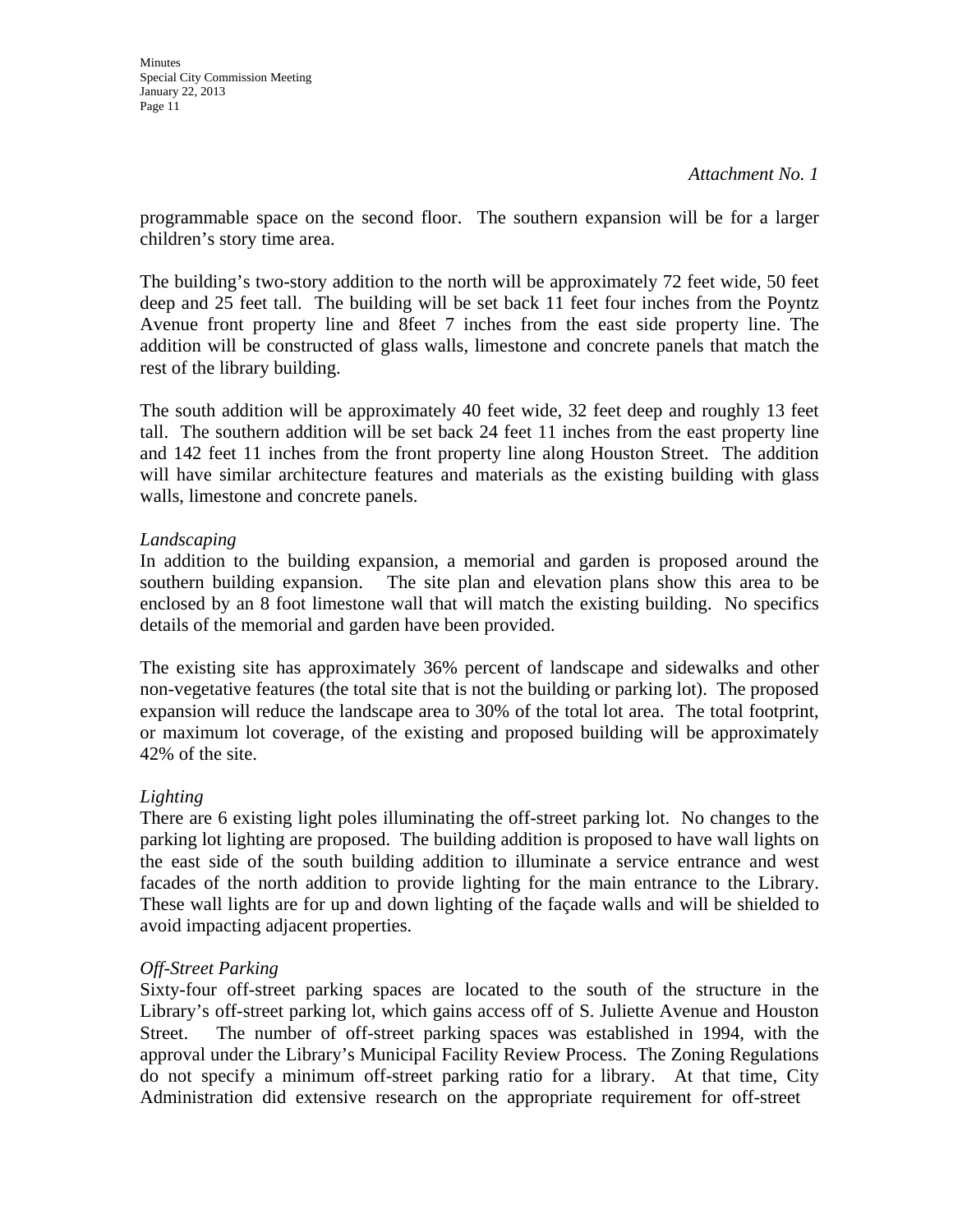*Attachment No. 1*

programmable space on the second floor. The southern expansion will be for a larger children's story time area.

The building's two-story addition to the north will be approximately 72 feet wide, 50 feet deep and 25 feet tall. The building will be set back 11 feet four inches from the Poyntz Avenue front property line and 8feet 7 inches from the east side property line. The addition will be constructed of glass walls, limestone and concrete panels that match the rest of the library building.

The south addition will be approximately 40 feet wide, 32 feet deep and roughly 13 feet tall. The southern addition will be set back 24 feet 11 inches from the east property line and 142 feet 11 inches from the front property line along Houston Street. The addition will have similar architecture features and materials as the existing building with glass walls, limestone and concrete panels.

*Landscaping*

In addition to the building expansion, a memorial and garden is proposed around the southern building expansion. The site plan and elevation plans show this area to be enclosed by an 8 foot limestone wall that will match the existing building. No specifics details of the memorial and garden have been provided.

The existing site has approximately 36% percent of landscape and sidewalks and other non-vegetative features (the total site that is not the building or parking lot). The proposed expansion will reduce the landscape area to 30% of the total lot area. The total footprint, or maximum lot coverage, of the existing and proposed building will be approximately 42% of the site.

*Lighting*

There are 6 existing light poles illuminating the off-street parking lot. No changes to the parking lot lighting are proposed. The building addition is proposed to have wall lights on the east side of the south building addition to illuminate a service entrance and west facades of the north addition to provide lighting for the main entrance to the Library. These wall lights are for up and down lighting of the façade walls and will be shielded to avoid impacting adjacent properties.

*Off-Street Parking*

Sixty-four off-street parking spaces are located to the south of the structure in the Library's off-street parking lot, which gains access off of S. Juliette Avenue and Houston Street. The number of off-street parking spaces was established in 1994, with the approval under the Library's Municipal Facility Review Process. The Zoning Regulations do not specify a minimum off-street parking ratio for a library. At that time, City Administration did extensive research on the appropriate requirement for off-street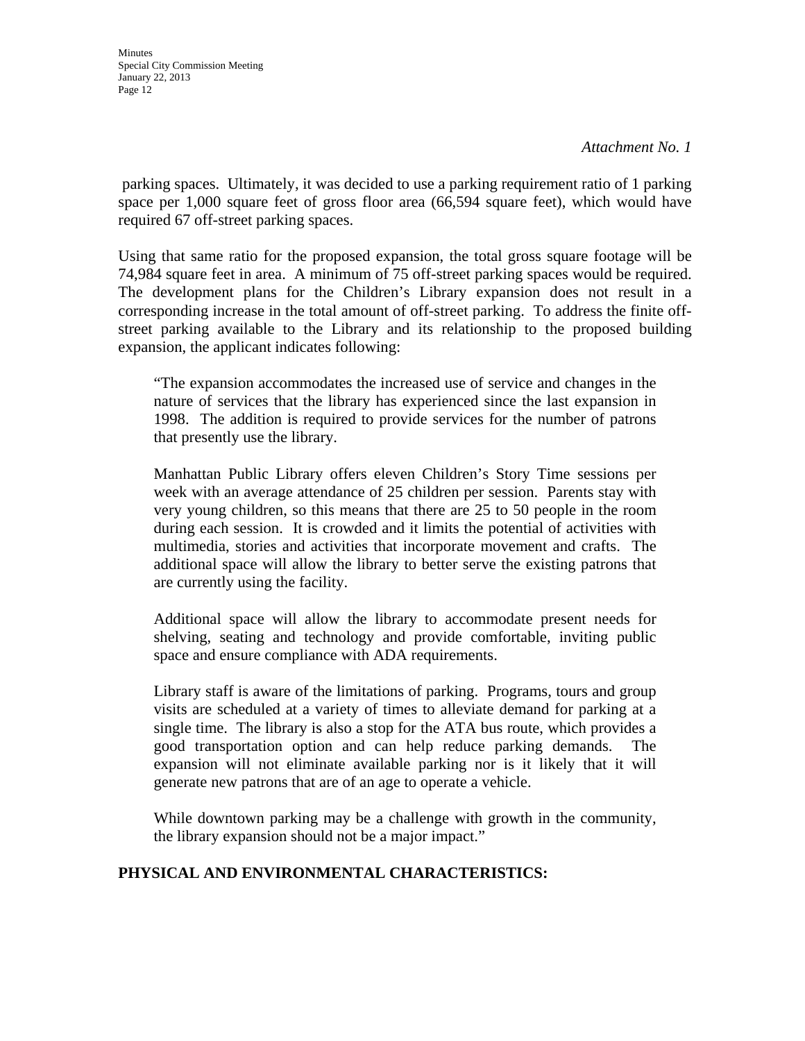*Attachment No. 1*

parking spaces. Ultimately, it was decided to use a parking requirement ratio of 1 parking space per 1,000 square feet of gross floor area (66,594 square feet), which would have required 67 off-street parking spaces.

Using that same ratio for the proposed expansion, the total gross square footage will be 74,984 square feet in area. A minimum of 75 off-street parking spaces would be required. The development plans for the Children's Library expansion does not result in a corresponding increase in the total amount of off-street parking. To address the finite off-street parking available to the Library and its relationship to the proposed building expansion, the applicant indicates following:

> "The expansion accommodates the increased use of service and changes in the nature of services that the library has experienced since the last expansion in 1998. The addition is required to provide services for the number of patrons that presently use the library.
>
> Manhattan Public Library offers eleven Children's Story Time sessions per week with an average attendance of 25 children per session. Parents stay with very young children, so this means that there are 25 to 50 people in the room during each session. It is crowded and it limits the potential of activities with multimedia, stories and activities that incorporate movement and crafts. The additional space will allow the library to better serve the existing patrons that are currently using the facility.
>
> Additional space will allow the library to accommodate present needs for shelving, seating and technology and provide comfortable, inviting public space and ensure compliance with ADA requirements.
>
> Library staff is aware of the limitations of parking. Programs, tours and group visits are scheduled at a variety of times to alleviate demand for parking at a single time. The library is also a stop for the ATA bus route, which provides a good transportation option and can help reduce parking demands. The expansion will not eliminate available parking nor is it likely that it will generate new patrons that are of an age to operate a vehicle.
>
> While downtown parking may be a challenge with growth in the community, the library expansion should not be a major impact."

**PHYSICAL AND ENVIRONMENTAL CHARACTERISTICS:**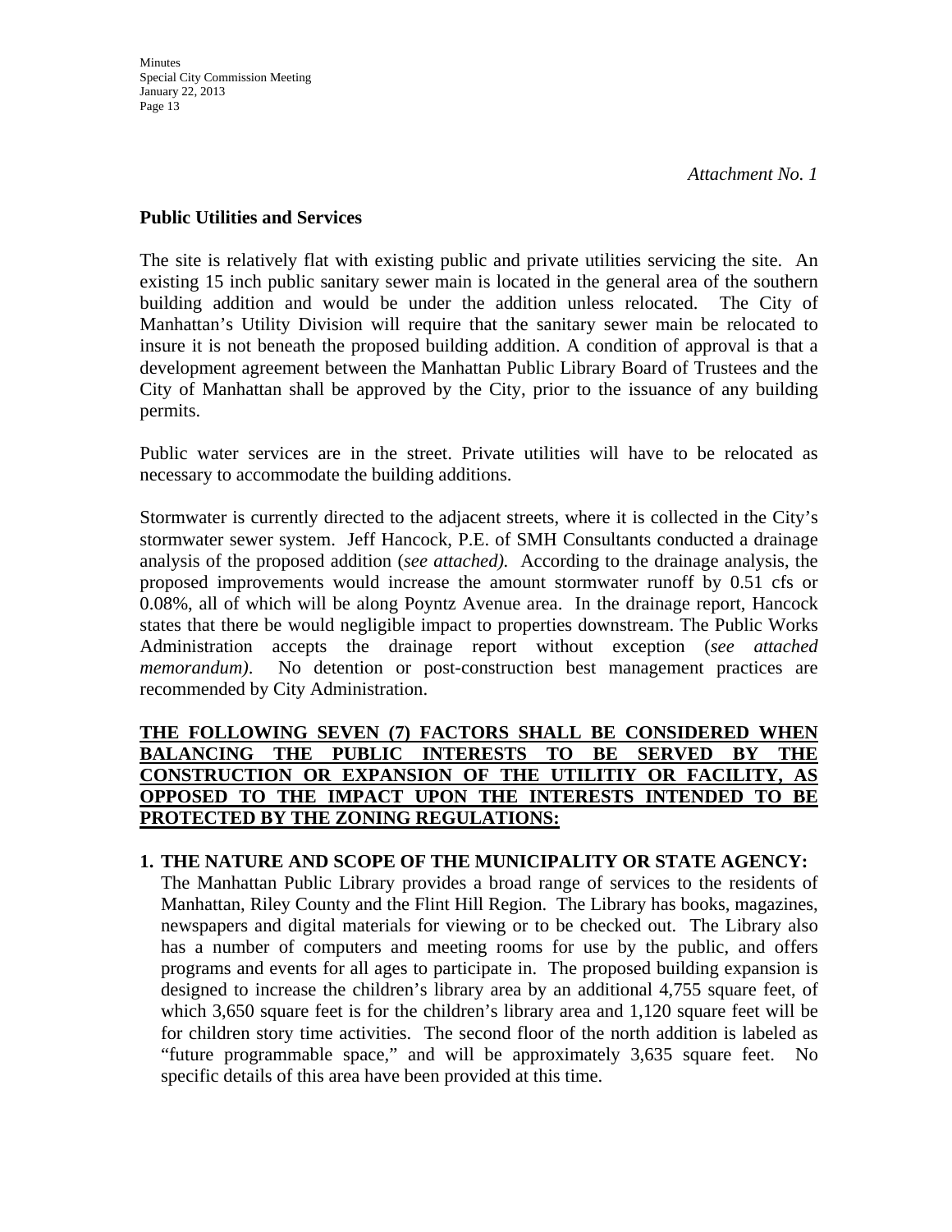*Attachment No. 1*

**Public Utilities and Services**

The site is relatively flat with existing public and private utilities servicing the site. An existing 15 inch public sanitary sewer main is located in the general area of the southern building addition and would be under the addition unless relocated. The City of Manhattan's Utility Division will require that the sanitary sewer main be relocated to insure it is not beneath the proposed building addition. A condition of approval is that a development agreement between the Manhattan Public Library Board of Trustees and the City of Manhattan shall be approved by the City, prior to the issuance of any building permits.

Public water services are in the street. Private utilities will have to be relocated as necessary to accommodate the building additions.

Stormwater is currently directed to the adjacent streets, where it is collected in the City's stormwater sewer system. Jeff Hancock, P.E. of SMH Consultants conducted a drainage analysis of the proposed addition (*see attached).* According to the drainage analysis, the proposed improvements would increase the amount stormwater runoff by 0.51 cfs or 0.08%, all of which will be along Poyntz Avenue area. In the drainage report, Hancock states that there be would negligible impact to properties downstream. The Public Works Administration accepts the drainage report without exception (*see attached memorandum)*. No detention or post-construction best management practices are recommended by City Administration.

**THE FOLLOWING SEVEN (7) FACTORS SHALL BE CONSIDERED WHEN BALANCING THE PUBLIC INTERESTS TO BE SERVED BY THE CONSTRUCTION OR EXPANSION OF THE UTILITIY OR FACILITY, AS OPPOSED TO THE IMPACT UPON THE INTERESTS INTENDED TO BE PROTECTED BY THE ZONING REGULATIONS:**

1. **THE NATURE AND SCOPE OF THE MUNICIPALITY OR STATE AGENCY:** The Manhattan Public Library provides a broad range of services to the residents of Manhattan, Riley County and the Flint Hill Region. The Library has books, magazines, newspapers and digital materials for viewing or to be checked out. The Library also has a number of computers and meeting rooms for use by the public, and offers programs and events for all ages to participate in. The proposed building expansion is designed to increase the children's library area by an additional 4,755 square feet, of which 3,650 square feet is for the children's library area and 1,120 square feet will be for children story time activities. The second floor of the north addition is labeled as "future programmable space," and will be approximately 3,635 square feet. No specific details of this area have been provided at this time.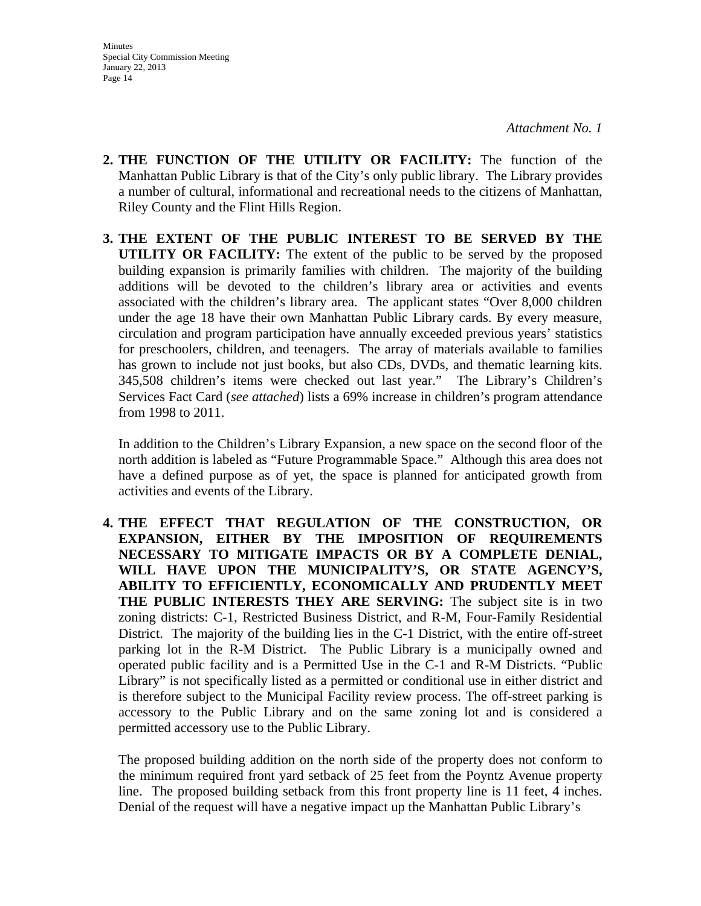*Attachment No. 1*

2. **THE FUNCTION OF THE UTILITY OR FACILITY:** The function of the Manhattan Public Library is that of the City's only public library. The Library provides a number of cultural, informational and recreational needs to the citizens of Manhattan, Riley County and the Flint Hills Region.

3. **THE EXTENT OF THE PUBLIC INTEREST TO BE SERVED BY THE UTILITY OR FACILITY:** The extent of the public to be served by the proposed building expansion is primarily families with children. The majority of the building additions will be devoted to the children's library area or activities and events associated with the children's library area. The applicant states "Over 8,000 children under the age 18 have their own Manhattan Public Library cards. By every measure, circulation and program participation have annually exceeded previous years' statistics for preschoolers, children, and teenagers. The array of materials available to families has grown to include not just books, but also CDs, DVDs, and thematic learning kits. 345,508 children's items were checked out last year." The Library's Children's Services Fact Card (*see attached*) lists a 69% increase in children's program attendance from 1998 to 2011.

   In addition to the Children's Library Expansion, a new space on the second floor of the north addition is labeled as "Future Programmable Space." Although this area does not have a defined purpose as of yet, the space is planned for anticipated growth from activities and events of the Library.

4. **THE EFFECT THAT REGULATION OF THE CONSTRUCTION, OR EXPANSION, EITHER BY THE IMPOSITION OF REQUIREMENTS NECESSARY TO MITIGATE IMPACTS OR BY A COMPLETE DENIAL, WILL HAVE UPON THE MUNICIPALITY'S, OR STATE AGENCY'S, ABILITY TO EFFICIENTLY, ECONOMICALLY AND PRUDENTLY MEET THE PUBLIC INTERESTS THEY ARE SERVING:** The subject site is in two zoning districts: C-1, Restricted Business District, and R-M, Four-Family Residential District. The majority of the building lies in the C-1 District, with the entire off-street parking lot in the R-M District. The Public Library is a municipally owned and operated public facility and is a Permitted Use in the C-1 and R-M Districts. "Public Library" is not specifically listed as a permitted or conditional use in either district and is therefore subject to the Municipal Facility review process. The off-street parking is accessory to the Public Library and on the same zoning lot and is considered a permitted accessory use to the Public Library.

   The proposed building addition on the north side of the property does not conform to the minimum required front yard setback of 25 feet from the Poyntz Avenue property line. The proposed building setback from this front property line is 11 feet, 4 inches. Denial of the request will have a negative impact up the Manhattan Public Library's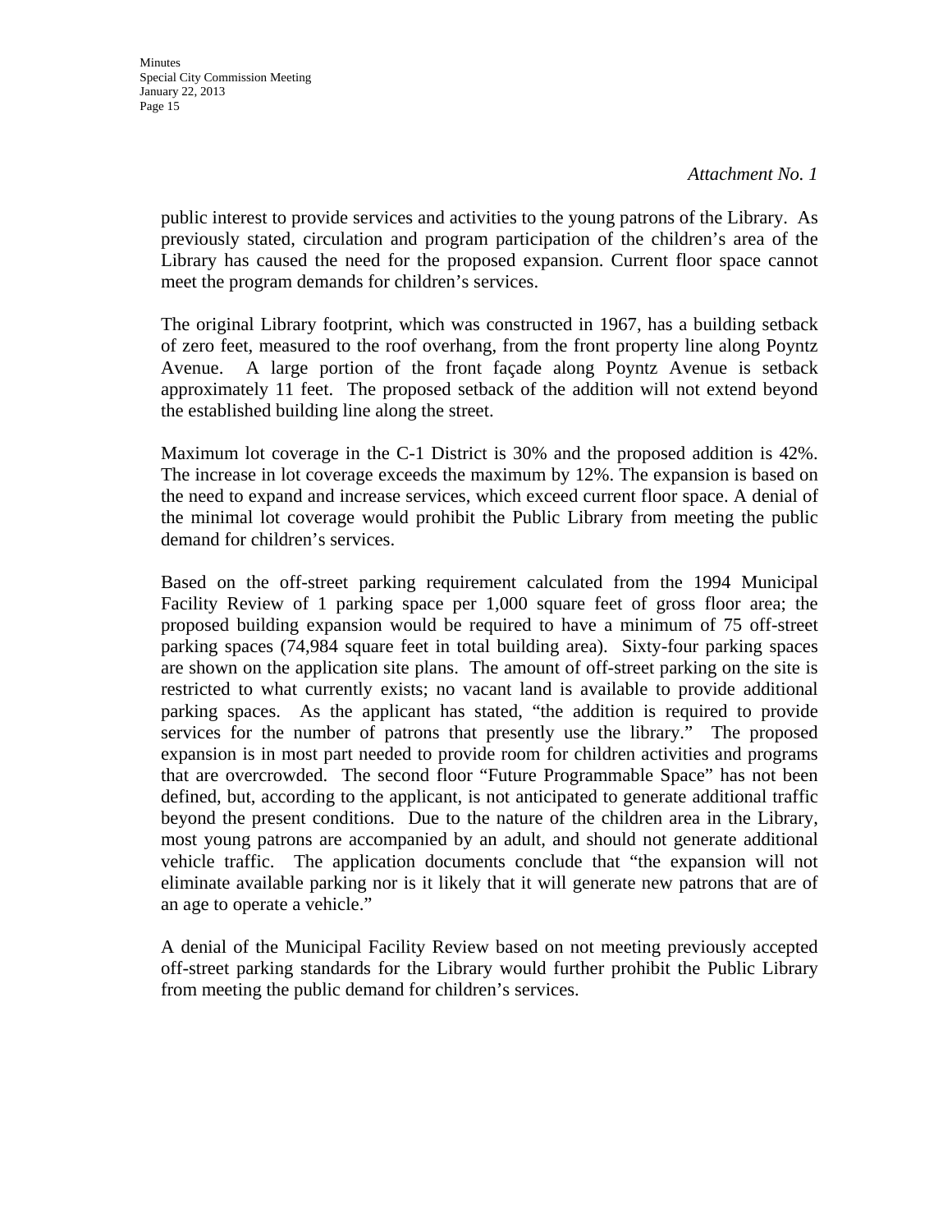*Attachment No. 1*

public interest to provide services and activities to the young patrons of the Library. As previously stated, circulation and program participation of the children's area of the Library has caused the need for the proposed expansion. Current floor space cannot meet the program demands for children's services.

The original Library footprint, which was constructed in 1967, has a building setback of zero feet, measured to the roof overhang, from the front property line along Poyntz Avenue. A large portion of the front façade along Poyntz Avenue is setback approximately 11 feet. The proposed setback of the addition will not extend beyond the established building line along the street.

Maximum lot coverage in the C-1 District is 30% and the proposed addition is 42%. The increase in lot coverage exceeds the maximum by 12%. The expansion is based on the need to expand and increase services, which exceed current floor space. A denial of the minimal lot coverage would prohibit the Public Library from meeting the public demand for children's services.

Based on the off-street parking requirement calculated from the 1994 Municipal Facility Review of 1 parking space per 1,000 square feet of gross floor area; the proposed building expansion would be required to have a minimum of 75 off-street parking spaces (74,984 square feet in total building area). Sixty-four parking spaces are shown on the application site plans. The amount of off-street parking on the site is restricted to what currently exists; no vacant land is available to provide additional parking spaces. As the applicant has stated, "the addition is required to provide services for the number of patrons that presently use the library." The proposed expansion is in most part needed to provide room for children activities and programs that are overcrowded. The second floor "Future Programmable Space" has not been defined, but, according to the applicant, is not anticipated to generate additional traffic beyond the present conditions. Due to the nature of the children area in the Library, most young patrons are accompanied by an adult, and should not generate additional vehicle traffic. The application documents conclude that "the expansion will not eliminate available parking nor is it likely that it will generate new patrons that are of an age to operate a vehicle."

A denial of the Municipal Facility Review based on not meeting previously accepted off-street parking standards for the Library would further prohibit the Public Library from meeting the public demand for children's services.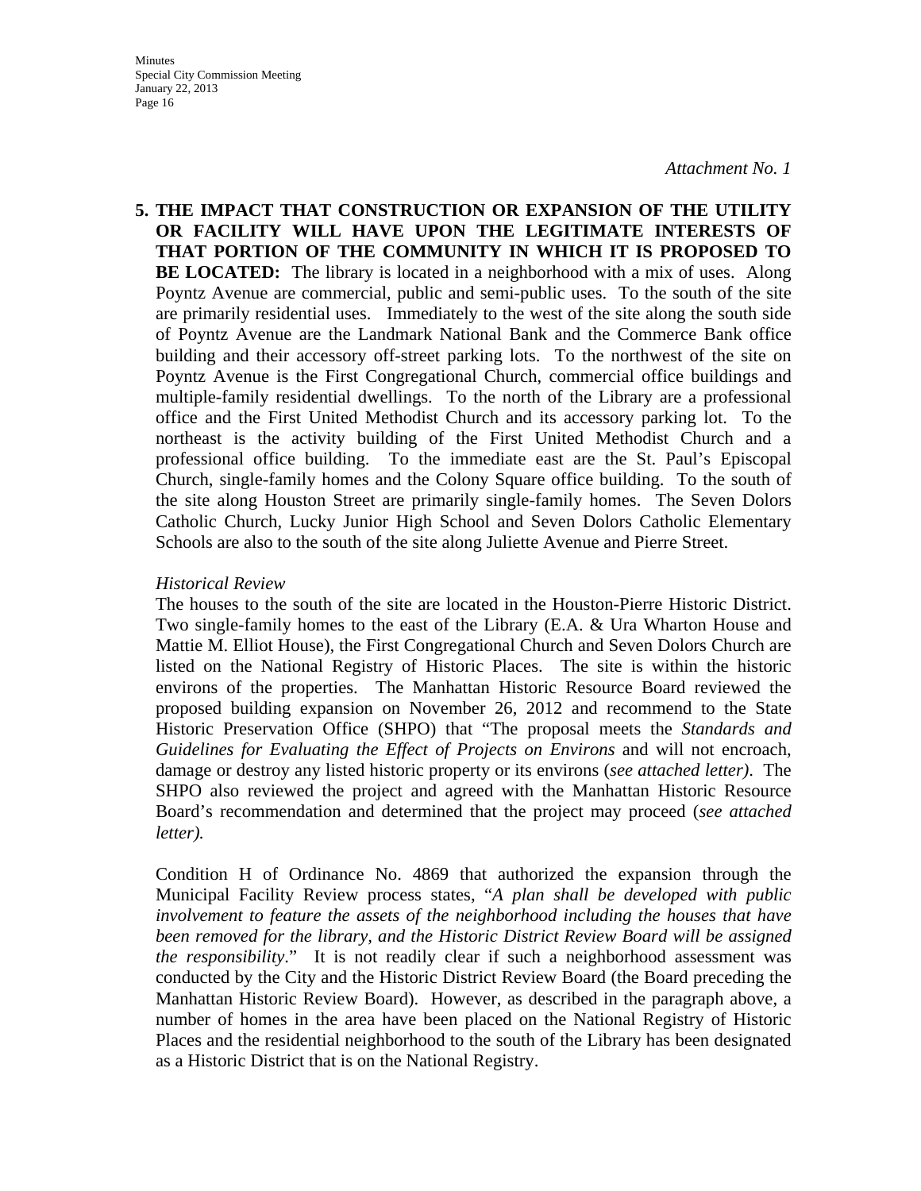*Attachment No. 1*

**5. THE IMPACT THAT CONSTRUCTION OR EXPANSION OF THE UTILITY OR FACILITY WILL HAVE UPON THE LEGITIMATE INTERESTS OF THAT PORTION OF THE COMMUNITY IN WHICH IT IS PROPOSED TO BE LOCATED:** The library is located in a neighborhood with a mix of uses. Along Poyntz Avenue are commercial, public and semi-public uses. To the south of the site are primarily residential uses. Immediately to the west of the site along the south side of Poyntz Avenue are the Landmark National Bank and the Commerce Bank office building and their accessory off-street parking lots. To the northwest of the site on Poyntz Avenue is the First Congregational Church, commercial office buildings and multiple-family residential dwellings. To the north of the Library are a professional office and the First United Methodist Church and its accessory parking lot. To the northeast is the activity building of the First United Methodist Church and a professional office building. To the immediate east are the St. Paul's Episcopal Church, single-family homes and the Colony Square office building. To the south of the site along Houston Street are primarily single-family homes. The Seven Dolors Catholic Church, Lucky Junior High School and Seven Dolors Catholic Elementary Schools are also to the south of the site along Juliette Avenue and Pierre Street.

*Historical Review*

The houses to the south of the site are located in the Houston-Pierre Historic District. Two single-family homes to the east of the Library (E.A. & Ura Wharton House and Mattie M. Elliot House), the First Congregational Church and Seven Dolors Church are listed on the National Registry of Historic Places. The site is within the historic environs of the properties. The Manhattan Historic Resource Board reviewed the proposed building expansion on November 26, 2012 and recommend to the State Historic Preservation Office (SHPO) that "The proposal meets the *Standards and Guidelines for Evaluating the Effect of Projects on Environs* and will not encroach, damage or destroy any listed historic property or its environs (*see attached letter)*. The SHPO also reviewed the project and agreed with the Manhattan Historic Resource Board's recommendation and determined that the project may proceed (*see attached letter).*

Condition H of Ordinance No. 4869 that authorized the expansion through the Municipal Facility Review process states, "*A plan shall be developed with public involvement to feature the assets of the neighborhood including the houses that have been removed for the library, and the Historic District Review Board will be assigned the responsibility*." It is not readily clear if such a neighborhood assessment was conducted by the City and the Historic District Review Board (the Board preceding the Manhattan Historic Review Board). However, as described in the paragraph above, a number of homes in the area have been placed on the National Registry of Historic Places and the residential neighborhood to the south of the Library has been designated as a Historic District that is on the National Registry.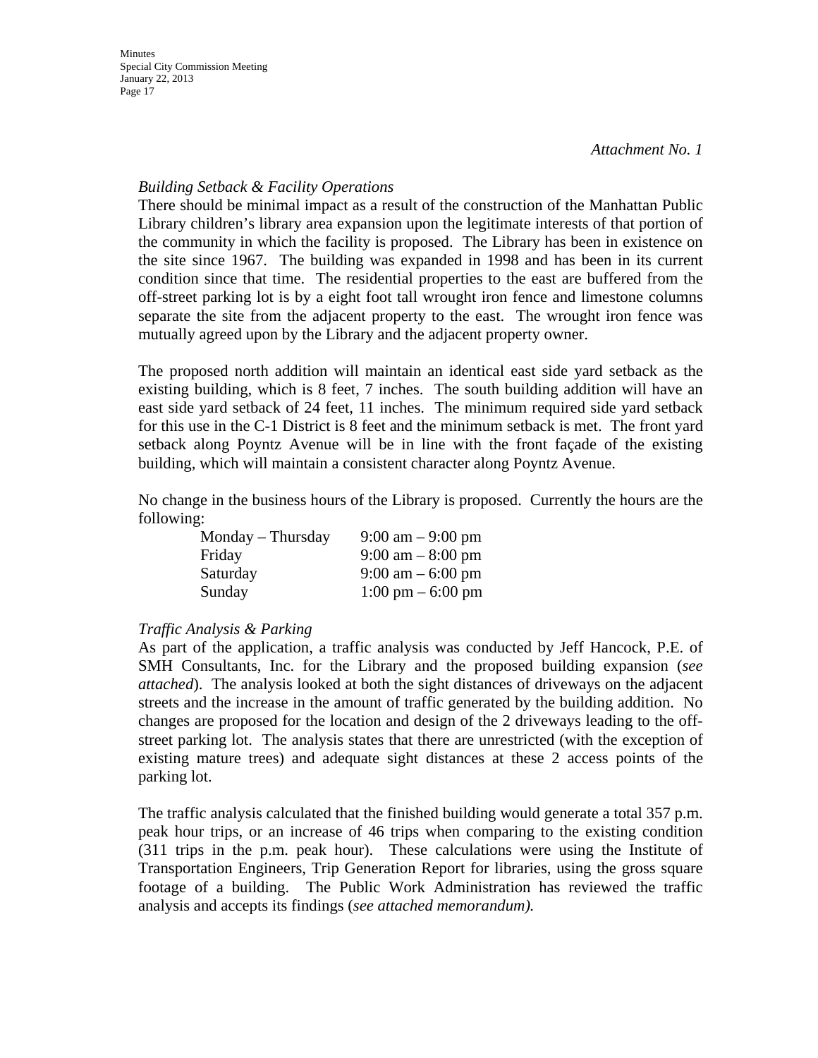*Attachment No. 1*

*Building Setback & Facility Operations*

There should be minimal impact as a result of the construction of the Manhattan Public Library children's library area expansion upon the legitimate interests of that portion of the community in which the facility is proposed. The Library has been in existence on the site since 1967. The building was expanded in 1998 and has been in its current condition since that time. The residential properties to the east are buffered from the off-street parking lot is by a eight foot tall wrought iron fence and limestone columns separate the site from the adjacent property to the east. The wrought iron fence was mutually agreed upon by the Library and the adjacent property owner.

The proposed north addition will maintain an identical east side yard setback as the existing building, which is 8 feet, 7 inches. The south building addition will have an east side yard setback of 24 feet, 11 inches. The minimum required side yard setback for this use in the C-1 District is 8 feet and the minimum setback is met. The front yard setback along Poyntz Avenue will be in line with the front façade of the existing building, which will maintain a consistent character along Poyntz Avenue.

No change in the business hours of the Library is proposed. Currently the hours are the following:

| | |
|---|---|
| Monday – Thursday | 9:00 am – 9:00 pm |
| Friday | 9:00 am – 8:00 pm |
| Saturday | 9:00 am – 6:00 pm |
| Sunday | 1:00 pm – 6:00 pm |

*Traffic Analysis & Parking*

As part of the application, a traffic analysis was conducted by Jeff Hancock, P.E. of SMH Consultants, Inc. for the Library and the proposed building expansion (*see attached*). The analysis looked at both the sight distances of driveways on the adjacent streets and the increase in the amount of traffic generated by the building addition. No changes are proposed for the location and design of the 2 driveways leading to the off-street parking lot. The analysis states that there are unrestricted (with the exception of existing mature trees) and adequate sight distances at these 2 access points of the parking lot.

The traffic analysis calculated that the finished building would generate a total 357 p.m. peak hour trips, or an increase of 46 trips when comparing to the existing condition (311 trips in the p.m. peak hour). These calculations were using the Institute of Transportation Engineers, Trip Generation Report for libraries, using the gross square footage of a building. The Public Work Administration has reviewed the traffic analysis and accepts its findings (*see attached memorandum).*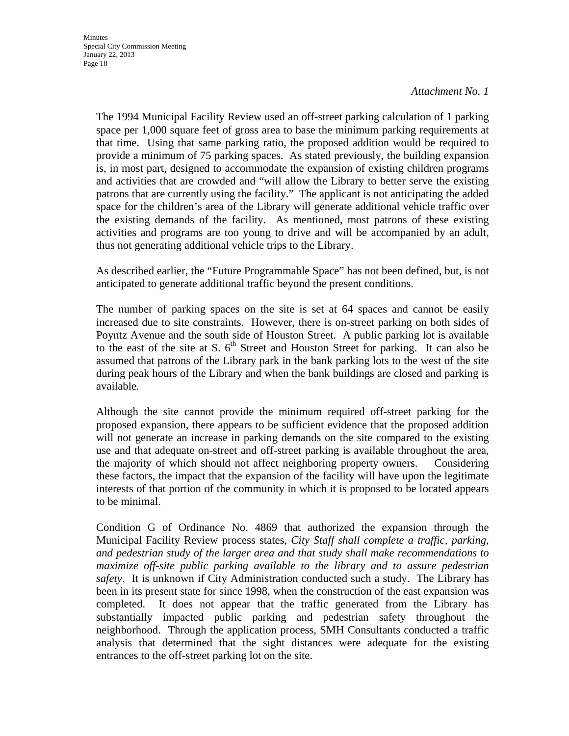*Attachment No. 1*

The 1994 Municipal Facility Review used an off-street parking calculation of 1 parking space per 1,000 square feet of gross area to base the minimum parking requirements at that time. Using that same parking ratio, the proposed addition would be required to provide a minimum of 75 parking spaces. As stated previously, the building expansion is, in most part, designed to accommodate the expansion of existing children programs and activities that are crowded and "will allow the Library to better serve the existing patrons that are currently using the facility." The applicant is not anticipating the added space for the children's area of the Library will generate additional vehicle traffic over the existing demands of the facility. As mentioned, most patrons of these existing activities and programs are too young to drive and will be accompanied by an adult, thus not generating additional vehicle trips to the Library.

As described earlier, the "Future Programmable Space" has not been defined, but, is not anticipated to generate additional traffic beyond the present conditions.

The number of parking spaces on the site is set at 64 spaces and cannot be easily increased due to site constraints. However, there is on-street parking on both sides of Poyntz Avenue and the south side of Houston Street. A public parking lot is available to the east of the site at S. 6th Street and Houston Street for parking. It can also be assumed that patrons of the Library park in the bank parking lots to the west of the site during peak hours of the Library and when the bank buildings are closed and parking is available.

Although the site cannot provide the minimum required off-street parking for the proposed expansion, there appears to be sufficient evidence that the proposed addition will not generate an increase in parking demands on the site compared to the existing use and that adequate on-street and off-street parking is available throughout the area, the majority of which should not affect neighboring property owners. Considering these factors, the impact that the expansion of the facility will have upon the legitimate interests of that portion of the community in which it is proposed to be located appears to be minimal.

Condition G of Ordinance No. 4869 that authorized the expansion through the Municipal Facility Review process states, *City Staff shall complete a traffic, parking, and pedestrian study of the larger area and that study shall make recommendations to maximize off-site public parking available to the library and to assure pedestrian safety*. It is unknown if City Administration conducted such a study. The Library has been in its present state for since 1998, when the construction of the east expansion was completed. It does not appear that the traffic generated from the Library has substantially impacted public parking and pedestrian safety throughout the neighborhood. Through the application process, SMH Consultants conducted a traffic analysis that determined that the sight distances were adequate for the existing entrances to the off-street parking lot on the site.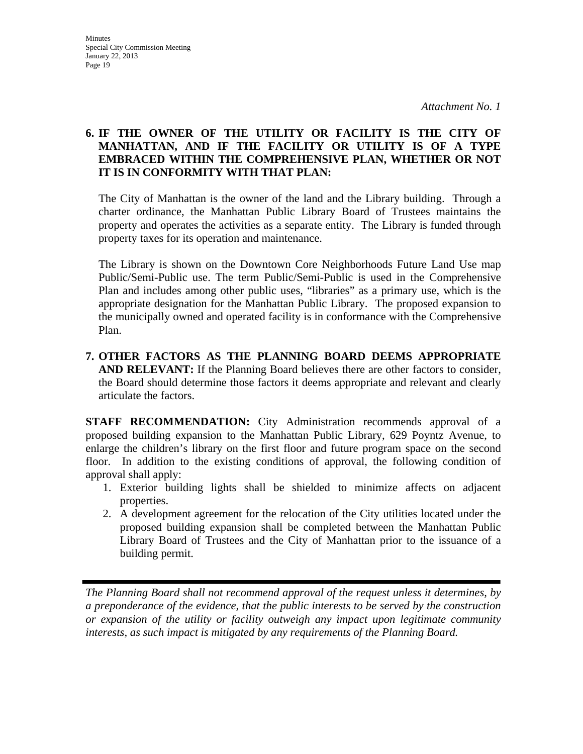*Attachment No. 1*

**6. IF THE OWNER OF THE UTILITY OR FACILITY IS THE CITY OF MANHATTAN, AND IF THE FACILITY OR UTILITY IS OF A TYPE EMBRACED WITHIN THE COMPREHENSIVE PLAN, WHETHER OR NOT IT IS IN CONFORMITY WITH THAT PLAN:**

The City of Manhattan is the owner of the land and the Library building. Through a charter ordinance, the Manhattan Public Library Board of Trustees maintains the property and operates the activities as a separate entity. The Library is funded through property taxes for its operation and maintenance.

The Library is shown on the Downtown Core Neighborhoods Future Land Use map Public/Semi-Public use. The term Public/Semi-Public is used in the Comprehensive Plan and includes among other public uses, "libraries" as a primary use, which is the appropriate designation for the Manhattan Public Library. The proposed expansion to the municipally owned and operated facility is in conformance with the Comprehensive Plan.

**7. OTHER FACTORS AS THE PLANNING BOARD DEEMS APPROPRIATE AND RELEVANT:** If the Planning Board believes there are other factors to consider, the Board should determine those factors it deems appropriate and relevant and clearly articulate the factors.

**STAFF RECOMMENDATION:** City Administration recommends approval of a proposed building expansion to the Manhattan Public Library, 629 Poyntz Avenue, to enlarge the children's library on the first floor and future program space on the second floor. In addition to the existing conditions of approval, the following condition of approval shall apply:

1. Exterior building lights shall be shielded to minimize affects on adjacent properties.
2. A development agreement for the relocation of the City utilities located under the proposed building expansion shall be completed between the Manhattan Public Library Board of Trustees and the City of Manhattan prior to the issuance of a building permit.

---

*The Planning Board shall not recommend approval of the request unless it determines, by a preponderance of the evidence, that the public interests to be served by the construction or expansion of the utility or facility outweigh any impact upon legitimate community interests, as such impact is mitigated by any requirements of the Planning Board.*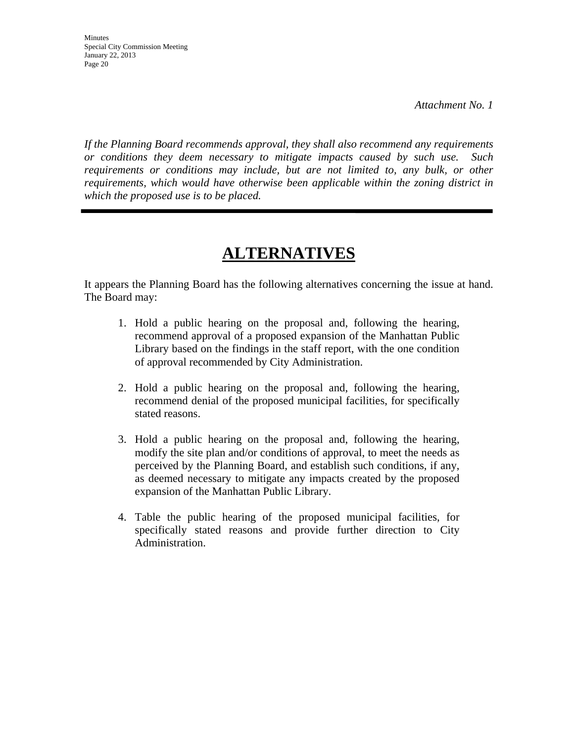*Attachment No. 1*

*If the Planning Board recommends approval, they shall also recommend any requirements or conditions they deem necessary to mitigate impacts caused by such use. Such requirements or conditions may include, but are not limited to, any bulk, or other requirements, which would have otherwise been applicable within the zoning district in which the proposed use is to be placed.*

---

# ALTERNATIVES

It appears the Planning Board has the following alternatives concerning the issue at hand. The Board may:

1. Hold a public hearing on the proposal and, following the hearing, recommend approval of a proposed expansion of the Manhattan Public Library based on the findings in the staff report, with the one condition of approval recommended by City Administration.

2. Hold a public hearing on the proposal and, following the hearing, recommend denial of the proposed municipal facilities, for specifically stated reasons.

3. Hold a public hearing on the proposal and, following the hearing, modify the site plan and/or conditions of approval, to meet the needs as perceived by the Planning Board, and establish such conditions, if any, as deemed necessary to mitigate any impacts created by the proposed expansion of the Manhattan Public Library.

4. Table the public hearing of the proposed municipal facilities, for specifically stated reasons and provide further direction to City Administration.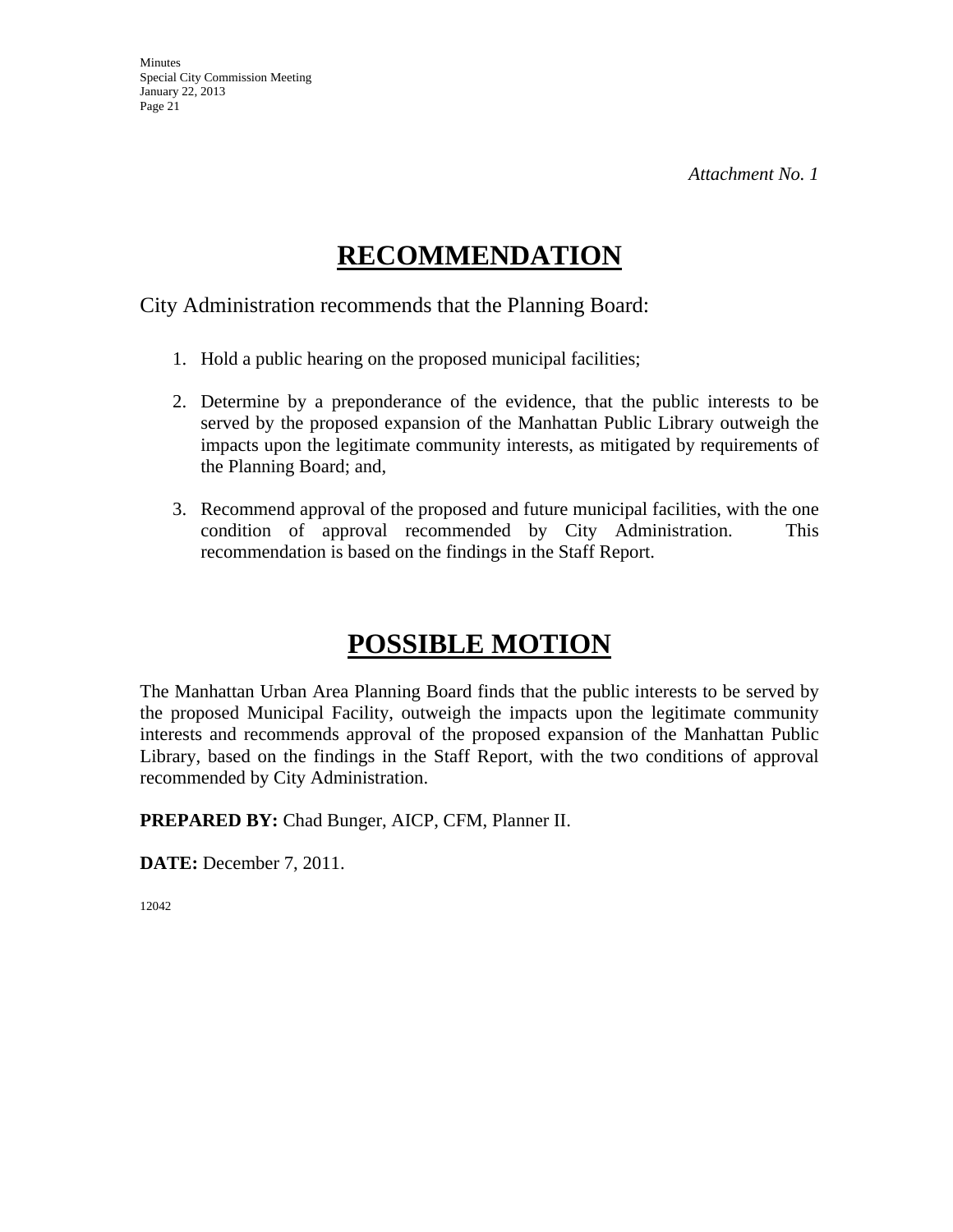*Attachment No. 1*

# RECOMMENDATION

City Administration recommends that the Planning Board:

1. Hold a public hearing on the proposed municipal facilities;
2. Determine by a preponderance of the evidence, that the public interests to be served by the proposed expansion of the Manhattan Public Library outweigh the impacts upon the legitimate community interests, as mitigated by requirements of the Planning Board; and,
3. Recommend approval of the proposed and future municipal facilities, with the one condition of approval recommended by City Administration. This recommendation is based on the findings in the Staff Report.

# POSSIBLE MOTION

The Manhattan Urban Area Planning Board finds that the public interests to be served by the proposed Municipal Facility, outweigh the impacts upon the legitimate community interests and recommends approval of the proposed expansion of the Manhattan Public Library, based on the findings in the Staff Report, with the two conditions of approval recommended by City Administration.

**PREPARED BY:** Chad Bunger, AICP, CFM, Planner II.

**DATE:** December 7, 2011.

12042